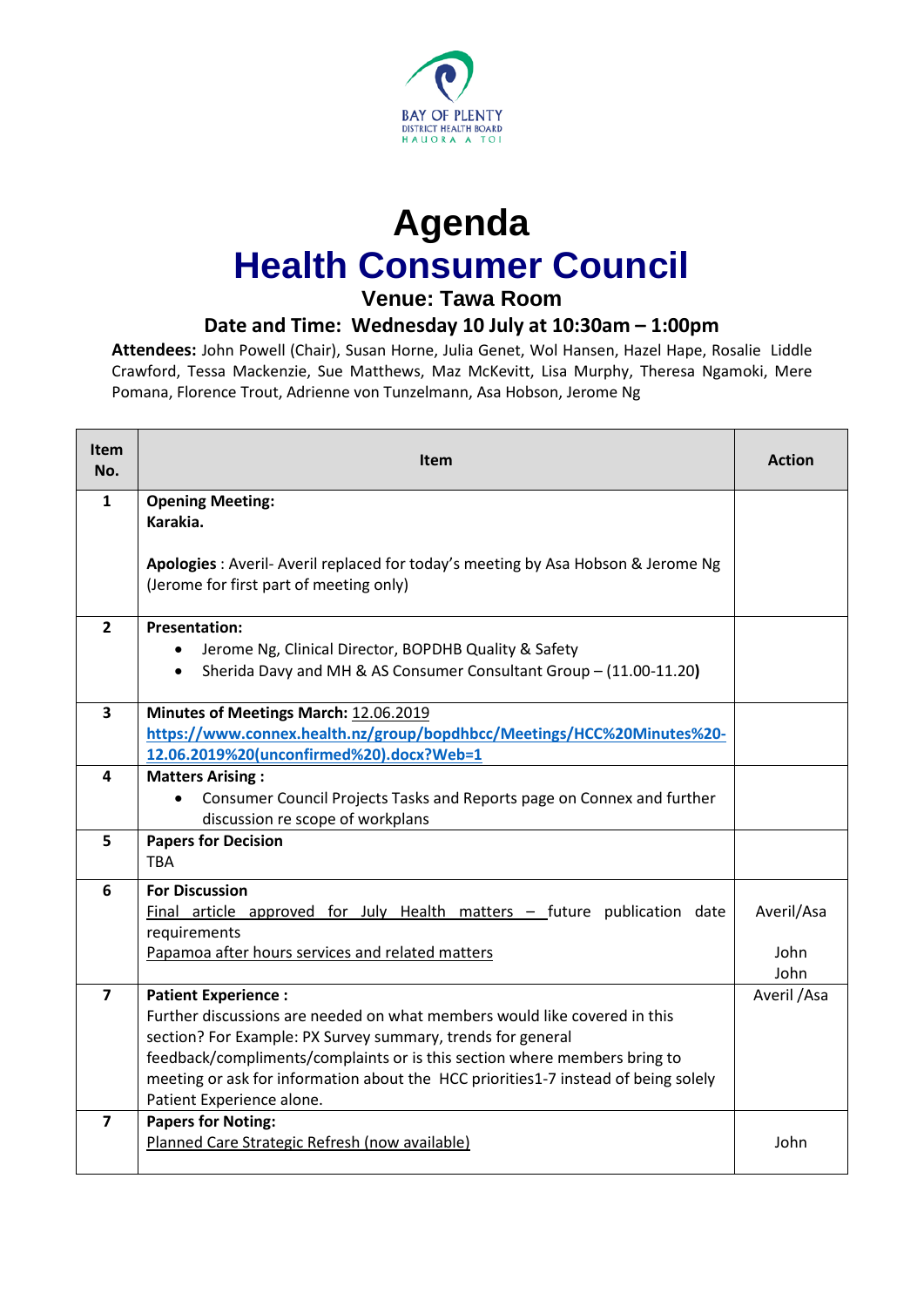BAY OF PLENTY
DISTRICT HEALTH BOARD
HAUORA A TOI

# Agenda

# Health Consumer Council

### Venue: Tawa Room

### Date and Time: Wednesday 10 July at 10:30am – 1:00pm

**Attendees:** John Powell (Chair), Susan Horne, Julia Genet, Wol Hansen, Hazel Hape, Rosalie Liddle Crawford, Tessa Mackenzie, Sue Matthews, Maz McKevitt, Lisa Murphy, Theresa Ngamoki, Mere Pomana, Florence Trout, Adrienne von Tunzelmann, Asa Hobson, Jerome Ng

| Item No. | Item | Action |
|---|---|---|
| **1** | **Opening Meeting:**<br>**Karakia.**<br><br>**Apologies** : Averil- Averil replaced for today's meeting by Asa Hobson & Jerome Ng (Jerome for first part of meeting only) | |
| **2** | **Presentation:**<br>• Jerome Ng, Clinical Director, BOPDHB Quality & Safety<br>• Sherida Davy and MH & AS Consumer Consultant Group – (11.00-11.20**)** | |
| **3** | **Minutes of Meetings March:** 12.06.2019<br>**https://www.connex.health.nz/group/bopdhbcc/Meetings/HCC%20Minutes%20-12.06.2019%20(unconfirmed%20).docx?Web=1** | |
| **4** | **Matters Arising :**<br>• Consumer Council Projects Tasks and Reports page on Connex and further discussion re scope of workplans | |
| **5** | **Papers for Decision**<br>TBA | |
| **6** | **For Discussion**<br>Final article approved for July Health matters – future publication date requirements<br>Papamoa after hours services and related matters | Averil/Asa<br><br>John<br>John |
| **7** | **Patient Experience :**<br>Further discussions are needed on what members would like covered in this section? For Example: PX Survey summary, trends for general feedback/compliments/complaints or is this section where members bring to meeting or ask for information about the HCC priorities1-7 instead of being solely Patient Experience alone. | Averil /Asa |
| **7** | **Papers for Noting:**<br>Planned Care Strategic Refresh (now available) | John |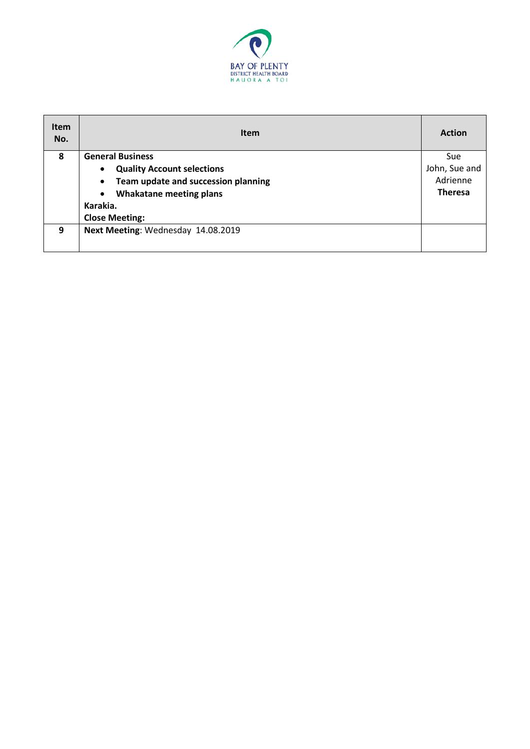BAY OF PLENTY
DISTRICT HEALTH BOARD
HAUORA A TOI

| Item No. | Item | Action |
|---|---|---|
| 8 | **General Business**<br>• **Quality Account selections**<br>• **Team update and succession planning**<br>• **Whakatane meeting plans**<br>**Karakia.**<br>**Close Meeting:** | Sue<br>John, Sue and Adrienne<br>**Theresa** |
| 9 | **Next Meeting**: Wednesday 14.08.2019 | |